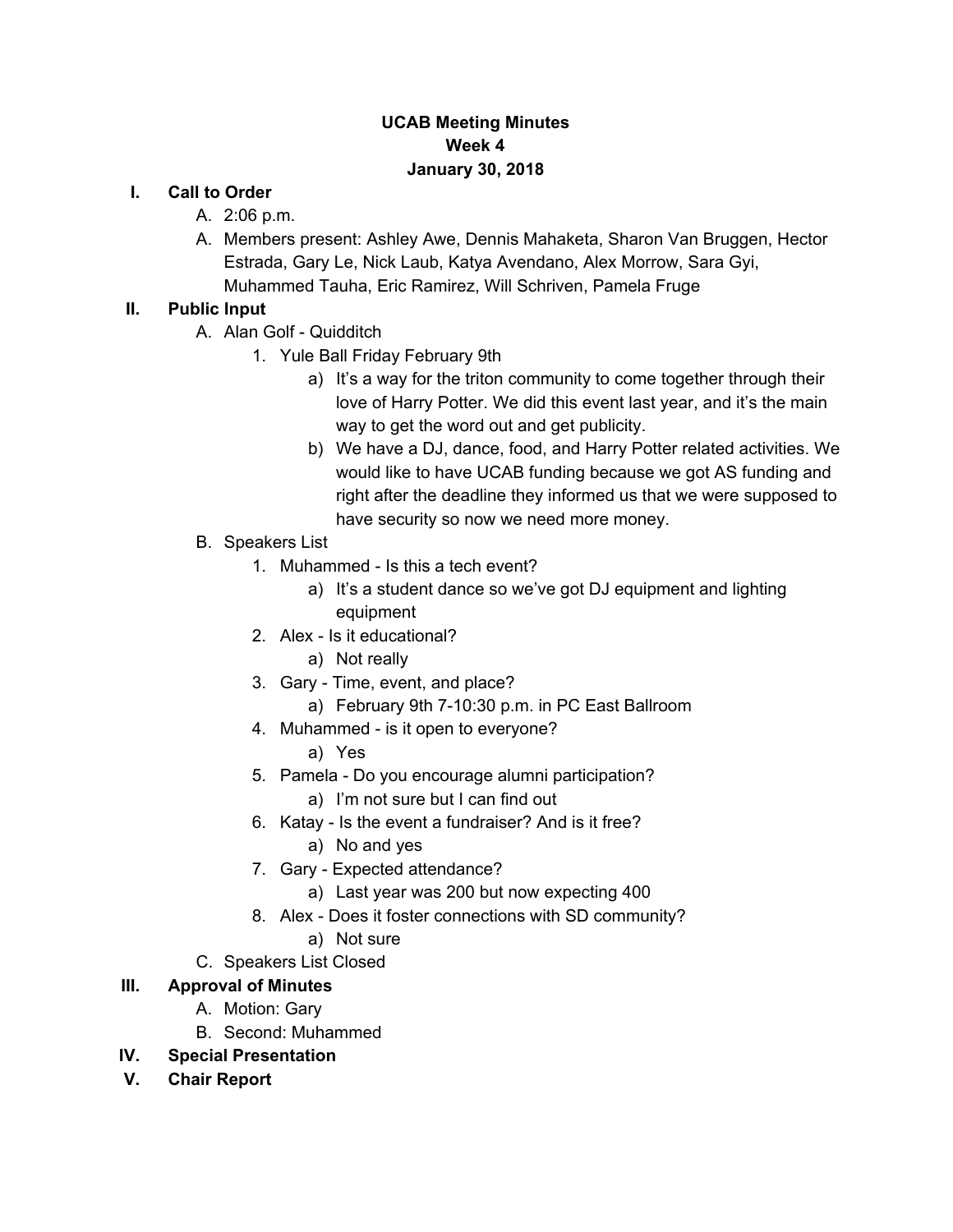**UCAB Meeting Minutes**
**Week 4**
**January 30, 2018**

I. **Call to Order**
   A. 2:06 p.m.
   A. Members present: Ashley Awe, Dennis Mahaketa, Sharon Van Bruggen, Hector Estrada, Gary Le, Nick Laub, Katya Avendano, Alex Morrow, Sara Gyi, Muhammed Tauha, Eric Ramirez, Will Schriven, Pamela Fruge

II. **Public Input**
   A. Alan Golf - Quidditch
      1. Yule Ball Friday February 9th
         a) It's a way for the triton community to come together through their love of Harry Potter. We did this event last year, and it's the main way to get the word out and get publicity.
         b) We have a DJ, dance, food, and Harry Potter related activities. We would like to have UCAB funding because we got AS funding and right after the deadline they informed us that we were supposed to have security so now we need more money.
   B. Speakers List
      1. Muhammed - Is this a tech event?
         a) It's a student dance so we've got DJ equipment and lighting equipment
      2. Alex - Is it educational?
         a) Not really
      3. Gary - Time, event, and place?
         a) February 9th 7-10:30 p.m. in PC East Ballroom
      4. Muhammed - is it open to everyone?
         a) Yes
      5. Pamela - Do you encourage alumni participation?
         a) I'm not sure but I can find out
      6. Katay - Is the event a fundraiser? And is it free?
         a) No and yes
      7. Gary - Expected attendance?
         a) Last year was 200 but now expecting 400
      8. Alex - Does it foster connections with SD community?
         a) Not sure
   C. Speakers List Closed

III. **Approval of Minutes**
   A. Motion: Gary
   B. Second: Muhammed

IV. **Special Presentation**

V. **Chair Report**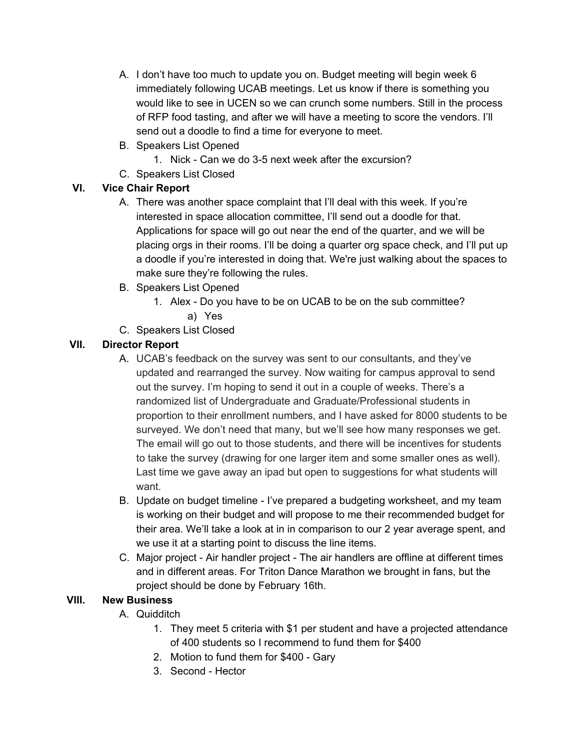A. I don't have too much to update you on. Budget meeting will begin week 6 immediately following UCAB meetings. Let us know if there is something you would like to see in UCEN so we can crunch some numbers. Still in the process of RFP food tasting, and after we will have a meeting to score the vendors. I'll send out a doodle to find a time for everyone to meet.

B. Speakers List Opened
    1. Nick - Can we do 3-5 next week after the excursion?

C. Speakers List Closed

## VI. Vice Chair Report

A. There was another space complaint that I'll deal with this week. If you're interested in space allocation committee, I'll send out a doodle for that. Applications for space will go out near the end of the quarter, and we will be placing orgs in their rooms. I'll be doing a quarter org space check, and I'll put up a doodle if you're interested in doing that. We're just walking about the spaces to make sure they're following the rules.

B. Speakers List Opened
    1. Alex - Do you have to be on UCAB to be on the sub committee?
        a) Yes

C. Speakers List Closed

## VII. Director Report

A. UCAB's feedback on the survey was sent to our consultants, and they've updated and rearranged the survey. Now waiting for campus approval to send out the survey. I'm hoping to send it out in a couple of weeks. There's a randomized list of Undergraduate and Graduate/Professional students in proportion to their enrollment numbers, and I have asked for 8000 students to be surveyed. We don't need that many, but we'll see how many responses we get. The email will go out to those students, and there will be incentives for students to take the survey (drawing for one larger item and some smaller ones as well). Last time we gave away an ipad but open to suggestions for what students will want.

B. Update on budget timeline - I've prepared a budgeting worksheet, and my team is working on their budget and will propose to me their recommended budget for their area. We'll take a look at in in comparison to our 2 year average spent, and we use it at a starting point to discuss the line items.

C. Major project - Air handler project - The air handlers are offline at different times and in different areas. For Triton Dance Marathon we brought in fans, but the project should be done by February 16th.

## VIII. New Business

A. Quidditch
    1. They meet 5 criteria with $1 per student and have a projected attendance of 400 students so I recommend to fund them for $400
    2. Motion to fund them for $400 - Gary
    3. Second - Hector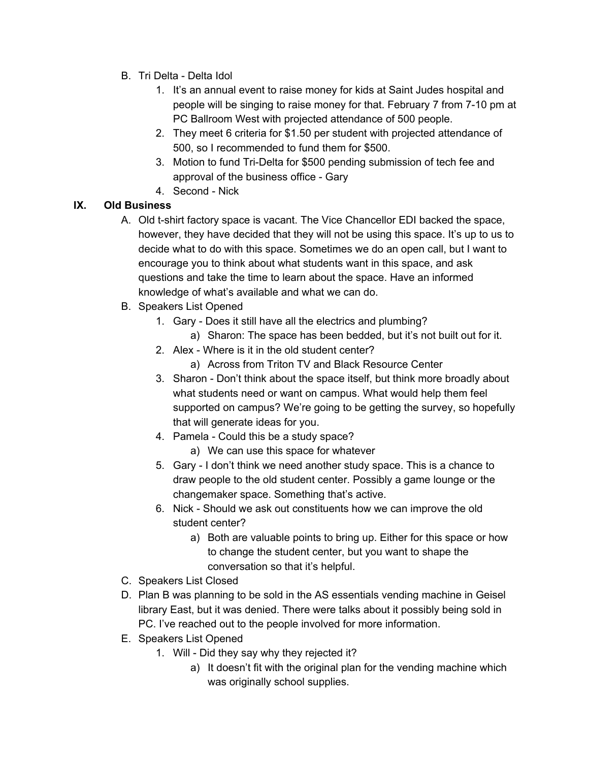B. Tri Delta - Delta Idol
   1. It's an annual event to raise money for kids at Saint Judes hospital and people will be singing to raise money for that. February 7 from 7-10 pm at PC Ballroom West with projected attendance of 500 people.
   2. They meet 6 criteria for $1.50 per student with projected attendance of 500, so I recommended to fund them for $500.
   3. Motion to fund Tri-Delta for $500 pending submission of tech fee and approval of the business office - Gary
   4. Second - Nick

## IX. Old Business

A. Old t-shirt factory space is vacant. The Vice Chancellor EDI backed the space, however, they have decided that they will not be using this space. It's up to us to decide what to do with this space. Sometimes we do an open call, but I want to encourage you to think about what students want in this space, and ask questions and take the time to learn about the space. Have an informed knowledge of what's available and what we can do.

B. Speakers List Opened
   1. Gary - Does it still have all the electrics and plumbing?
      a) Sharon: The space has been bedded, but it's not built out for it.
   2. Alex - Where is it in the old student center?
      a) Across from Triton TV and Black Resource Center
   3. Sharon - Don't think about the space itself, but think more broadly about what students need or want on campus. What would help them feel supported on campus? We're going to be getting the survey, so hopefully that will generate ideas for you.
   4. Pamela - Could this be a study space?
      a) We can use this space for whatever
   5. Gary - I don't think we need another study space. This is a chance to draw people to the old student center. Possibly a game lounge or the changemaker space. Something that's active.
   6. Nick - Should we ask out constituents how we can improve the old student center?
      a) Both are valuable points to bring up. Either for this space or how to change the student center, but you want to shape the conversation so that it's helpful.

C. Speakers List Closed

D. Plan B was planning to be sold in the AS essentials vending machine in Geisel library East, but it was denied. There were talks about it possibly being sold in PC. I've reached out to the people involved for more information.

E. Speakers List Opened
   1. Will - Did they say why they rejected it?
      a) It doesn't fit with the original plan for the vending machine which was originally school supplies.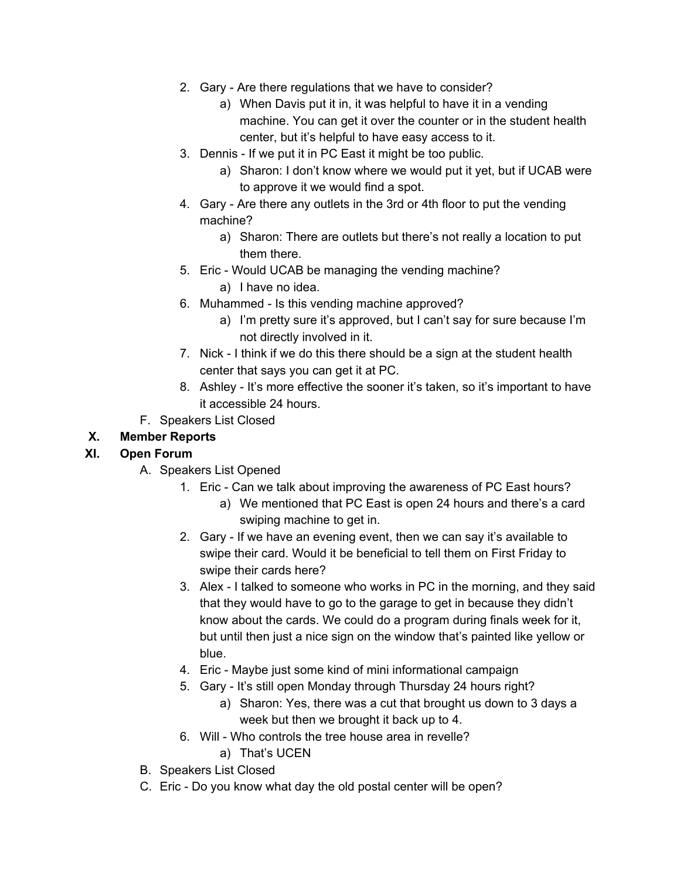2. Gary - Are there regulations that we have to consider?
    a) When Davis put it in, it was helpful to have it in a vending machine. You can get it over the counter or in the student health center, but it's helpful to have easy access to it.
3. Dennis - If we put it in PC East it might be too public.
    a) Sharon: I don't know where we would put it yet, but if UCAB were to approve it we would find a spot.
4. Gary - Are there any outlets in the 3rd or 4th floor to put the vending machine?
    a) Sharon: There are outlets but there's not really a location to put them there.
5. Eric - Would UCAB be managing the vending machine?
    a) I have no idea.
6. Muhammed - Is this vending machine approved?
    a) I'm pretty sure it's approved, but I can't say for sure because I'm not directly involved in it.
7. Nick - I think if we do this there should be a sign at the student health center that says you can get it at PC.
8. Ashley - It's more effective the sooner it's taken, so it's important to have it accessible 24 hours.

F. Speakers List Closed

**X. Member Reports**

**XI. Open Forum**

A. Speakers List Opened
1. Eric - Can we talk about improving the awareness of PC East hours?
    a) We mentioned that PC East is open 24 hours and there's a card swiping machine to get in.
2. Gary - If we have an evening event, then we can say it's available to swipe their card. Would it be beneficial to tell them on First Friday to swipe their cards here?
3. Alex - I talked to someone who works in PC in the morning, and they said that they would have to go to the garage to get in because they didn't know about the cards. We could do a program during finals week for it, but until then just a nice sign on the window that's painted like yellow or blue.
4. Eric - Maybe just some kind of mini informational campaign
5. Gary - It's still open Monday through Thursday 24 hours right?
    a) Sharon: Yes, there was a cut that brought us down to 3 days a week but then we brought it back up to 4.
6. Will - Who controls the tree house area in revelle?
    a) That's UCEN

B. Speakers List Closed

C. Eric - Do you know what day the old postal center will be open?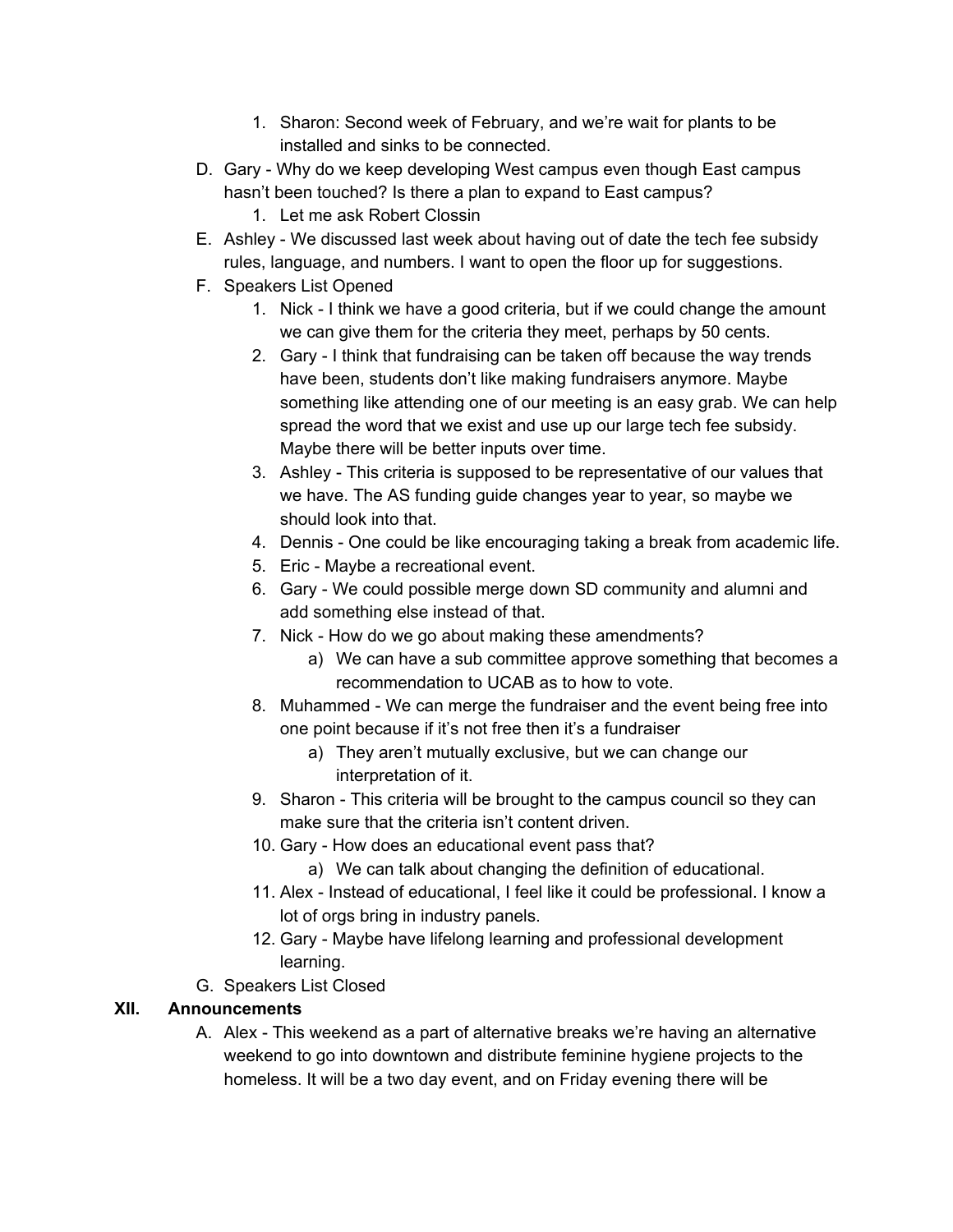1. Sharon: Second week of February, and we're wait for plants to be installed and sinks to be connected.

D. Gary - Why do we keep developing West campus even though East campus hasn't been touched? Is there a plan to expand to East campus?
   1. Let me ask Robert Clossin

E. Ashley - We discussed last week about having out of date the tech fee subsidy rules, language, and numbers. I want to open the floor up for suggestions.

F. Speakers List Opened
   1. Nick - I think we have a good criteria, but if we could change the amount we can give them for the criteria they meet, perhaps by 50 cents.
   2. Gary - I think that fundraising can be taken off because the way trends have been, students don't like making fundraisers anymore. Maybe something like attending one of our meeting is an easy grab. We can help spread the word that we exist and use up our large tech fee subsidy. Maybe there will be better inputs over time.
   3. Ashley - This criteria is supposed to be representative of our values that we have. The AS funding guide changes year to year, so maybe we should look into that.
   4. Dennis - One could be like encouraging taking a break from academic life.
   5. Eric - Maybe a recreational event.
   6. Gary - We could possible merge down SD community and alumni and add something else instead of that.
   7. Nick - How do we go about making these amendments?
      a) We can have a sub committee approve something that becomes a recommendation to UCAB as to how to vote.
   8. Muhammed - We can merge the fundraiser and the event being free into one point because if it's not free then it's a fundraiser
      a) They aren't mutually exclusive, but we can change our interpretation of it.
   9. Sharon - This criteria will be brought to the campus council so they can make sure that the criteria isn't content driven.
   10. Gary - How does an educational event pass that?
       a) We can talk about changing the definition of educational.
   11. Alex - Instead of educational, I feel like it could be professional. I know a lot of orgs bring in industry panels.
   12. Gary - Maybe have lifelong learning and professional development learning.

G. Speakers List Closed

## XII. Announcements

A. Alex - This weekend as a part of alternative breaks we're having an alternative weekend to go into downtown and distribute feminine hygiene projects to the homeless. It will be a two day event, and on Friday evening there will be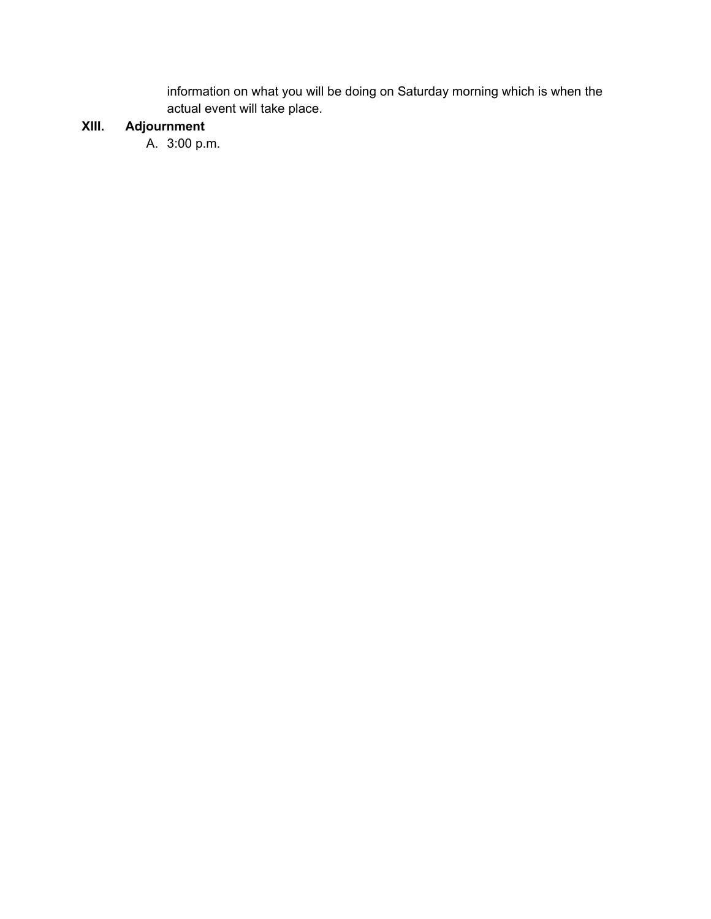information on what you will be doing on Saturday morning which is when the actual event will take place.

**XIII. Adjournment**

A. 3:00 p.m.